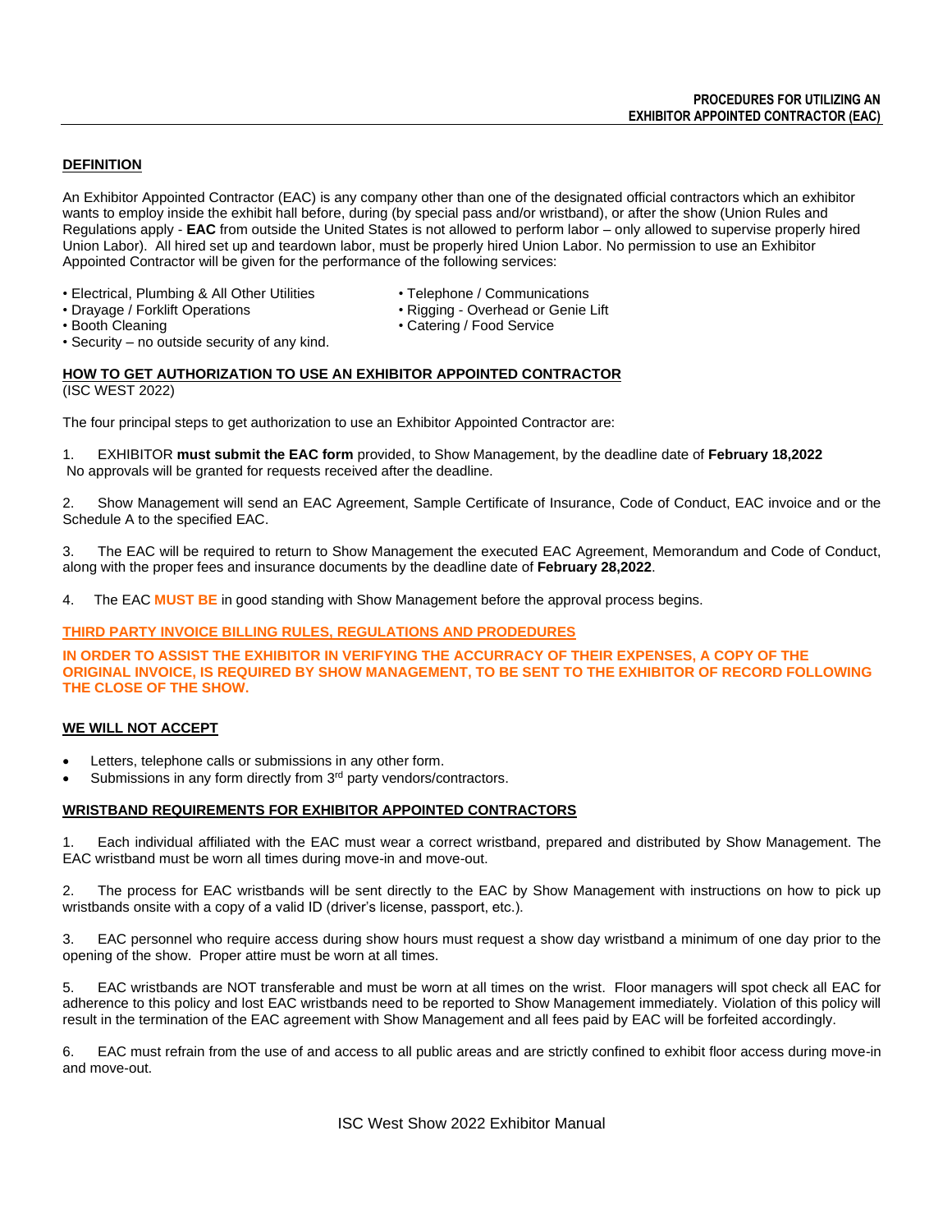**PROCEDURES FOR UTILIZING AN EXHIBITOR APPOINTED CONTRACTOR (EAC)**

## DEFINITION

An Exhibitor Appointed Contractor (EAC) is any company other than one of the designated official contractors which an exhibitor wants to employ inside the exhibit hall before, during (by special pass and/or wristband), or after the show (Union Rules and Regulations apply - **EAC** from outside the United States is not allowed to perform labor – only allowed to supervise properly hired Union Labor). All hired set up and teardown labor, must be properly hired Union Labor. No permission to use an Exhibitor Appointed Contractor will be given for the performance of the following services:

- Electrical, Plumbing & All Other Utilities
- Drayage / Forklift Operations
- Booth Cleaning
- Security – no outside security of any kind.
- Telephone / Communications
- Rigging - Overhead or Genie Lift
- Catering / Food Service

## HOW TO GET AUTHORIZATION TO USE AN EXHIBITOR APPOINTED CONTRACTOR

(ISC WEST 2022)

The four principal steps to get authorization to use an Exhibitor Appointed Contractor are:

1. EXHIBITOR **must submit the EAC form** provided, to Show Management, by the deadline date of **February 18,2022** No approvals will be granted for requests received after the deadline.

2. Show Management will send an EAC Agreement, Sample Certificate of Insurance, Code of Conduct, EAC invoice and or the Schedule A to the specified EAC.

3. The EAC will be required to return to Show Management the executed EAC Agreement, Memorandum and Code of Conduct, along with the proper fees and insurance documents by the deadline date of **February 28,2022**.

4. The EAC **MUST BE** in good standing with Show Management before the approval process begins.

## THIRD PARTY INVOICE BILLING RULES, REGULATIONS AND PRODEDURES

**IN ORDER TO ASSIST THE EXHIBITOR IN VERIFYING THE ACCURRACY OF THEIR EXPENSES, A COPY OF THE ORIGINAL INVOICE, IS REQUIRED BY SHOW MANAGEMENT, TO BE SENT TO THE EXHIBITOR OF RECORD FOLLOWING THE CLOSE OF THE SHOW.**

## WE WILL NOT ACCEPT

- Letters, telephone calls or submissions in any other form.
- Submissions in any form directly from 3rd party vendors/contractors.

## WRISTBAND REQUIREMENTS FOR EXHIBITOR APPOINTED CONTRACTORS

1. Each individual affiliated with the EAC must wear a correct wristband, prepared and distributed by Show Management. The EAC wristband must be worn all times during move-in and move-out.

2. The process for EAC wristbands will be sent directly to the EAC by Show Management with instructions on how to pick up wristbands onsite with a copy of a valid ID (driver's license, passport, etc.).

3. EAC personnel who require access during show hours must request a show day wristband a minimum of one day prior to the opening of the show. Proper attire must be worn at all times.

5. EAC wristbands are NOT transferable and must be worn at all times on the wrist. Floor managers will spot check all EAC for adherence to this policy and lost EAC wristbands need to be reported to Show Management immediately. Violation of this policy will result in the termination of the EAC agreement with Show Management and all fees paid by EAC will be forfeited accordingly.

6. EAC must refrain from the use of and access to all public areas and are strictly confined to exhibit floor access during move-in and move-out.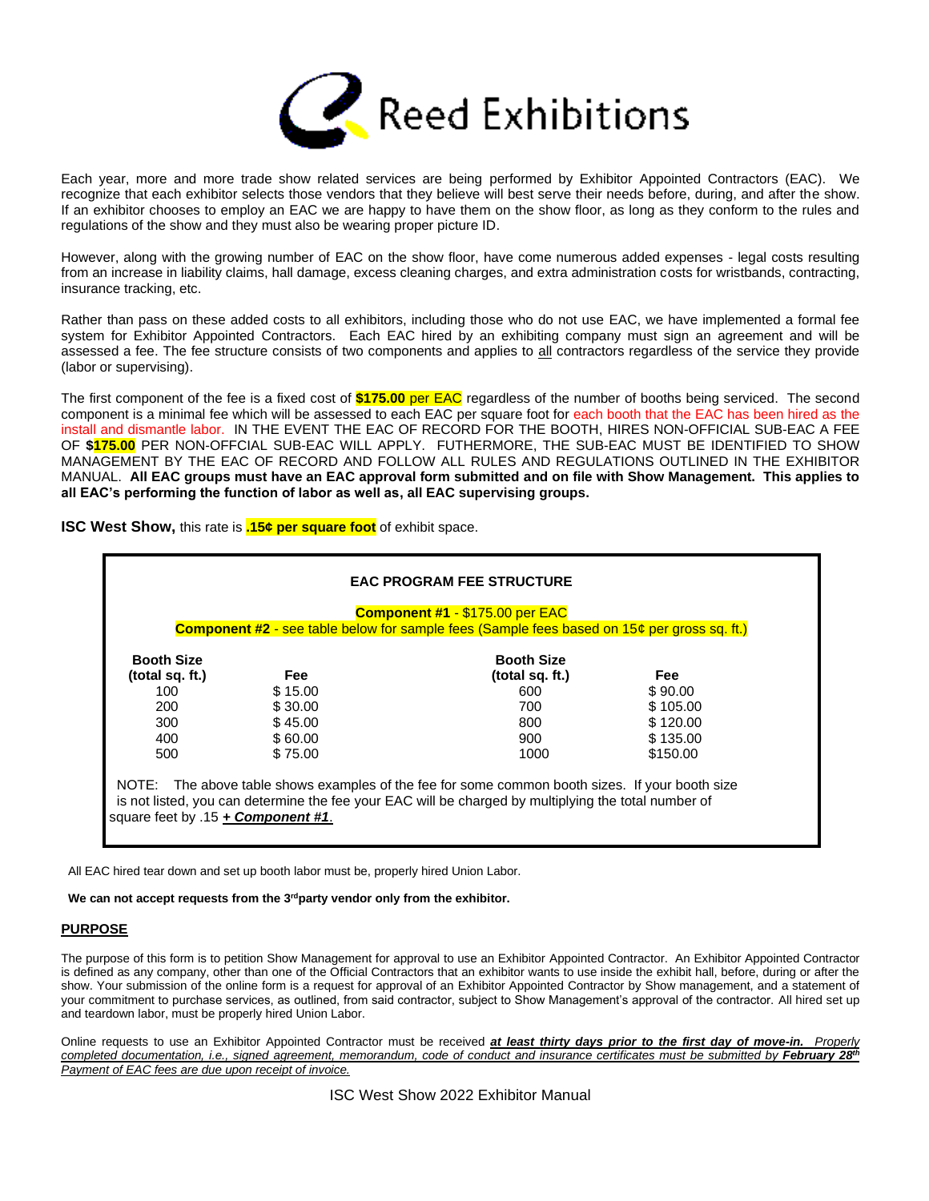Reed Exhibitions

Each year, more and more trade show related services are being performed by Exhibitor Appointed Contractors (EAC). We recognize that each exhibitor selects those vendors that they believe will best serve their needs before, during, and after the show. If an exhibitor chooses to employ an EAC we are happy to have them on the show floor, as long as they conform to the rules and regulations of the show and they must also be wearing proper picture ID.

However, along with the growing number of EAC on the show floor, have come numerous added expenses - legal costs resulting from an increase in liability claims, hall damage, excess cleaning charges, and extra administration costs for wristbands, contracting, insurance tracking, etc.

Rather than pass on these added costs to all exhibitors, including those who do not use EAC, we have implemented a formal fee system for Exhibitor Appointed Contractors. Each EAC hired by an exhibiting company must sign an agreement and will be assessed a fee. The fee structure consists of two components and applies to all contractors regardless of the service they provide (labor or supervising).

The first component of the fee is a fixed cost of **$175.00** per EAC regardless of the number of booths being serviced. The second component is a minimal fee which will be assessed to each EAC per square foot for each booth that the EAC has been hired as the install and dismantle labor. IN THE EVENT THE EAC OF RECORD FOR THE BOOTH, HIRES NON-OFFICIAL SUB-EAC A FEE OF **$175.00** PER NON-OFFCIAL SUB-EAC WILL APPLY. FUTHERMORE, THE SUB-EAC MUST BE IDENTIFIED TO SHOW MANAGEMENT BY THE EAC OF RECORD AND FOLLOW ALL RULES AND REGULATIONS OUTLINED IN THE EXHIBITOR MANUAL. **All EAC groups must have an EAC approval form submitted and on file with Show Management. This applies to all EAC's performing the function of labor as well as, all EAC supervising groups.**

**ISC West Show,** this rate is **.15¢ per square foot** of exhibit space.

**EAC PROGRAM FEE STRUCTURE**

**Component #1** - $175.00 per EAC
**Component #2** - see table below for sample fees (Sample fees based on 15¢ per gross sq. ft.)

| Booth Size (total sq. ft.) | Fee | Booth Size (total sq. ft.) | Fee |
|---|---|---|---|
| 100 | $ 15.00 | 600 | $ 90.00 |
| 200 | $ 30.00 | 700 | $ 105.00 |
| 300 | $ 45.00 | 800 | $ 120.00 |
| 400 | $ 60.00 | 900 | $ 135.00 |
| 500 | $ 75.00 | 1000 | $150.00 |

NOTE: The above table shows examples of the fee for some common booth sizes. If your booth size is not listed, you can determine the fee your EAC will be charged by multiplying the total number of square feet by .15 ***+ Component #1***.

All EAC hired tear down and set up booth labor must be, properly hired Union Labor.

**We can not accept requests from the 3rd party vendor only from the exhibitor.**

## PURPOSE

The purpose of this form is to petition Show Management for approval to use an Exhibitor Appointed Contractor. An Exhibitor Appointed Contractor is defined as any company, other than one of the Official Contractors that an exhibitor wants to use inside the exhibit hall, before, during or after the show. Your submission of the online form is a request for approval of an Exhibitor Appointed Contractor by Show management, and a statement of your commitment to purchase services, as outlined, from said contractor, subject to Show Management's approval of the contractor. All hired set up and teardown labor, must be properly hired Union Labor.

Online requests to use an Exhibitor Appointed Contractor must be received ***at least thirty days prior to the first day of move-in.*** *Properly completed documentation, i.e., signed agreement, memorandum, code of conduct and insurance certificates must be submitted by* ***February 28th*** *Payment of EAC fees are due upon receipt of invoice.*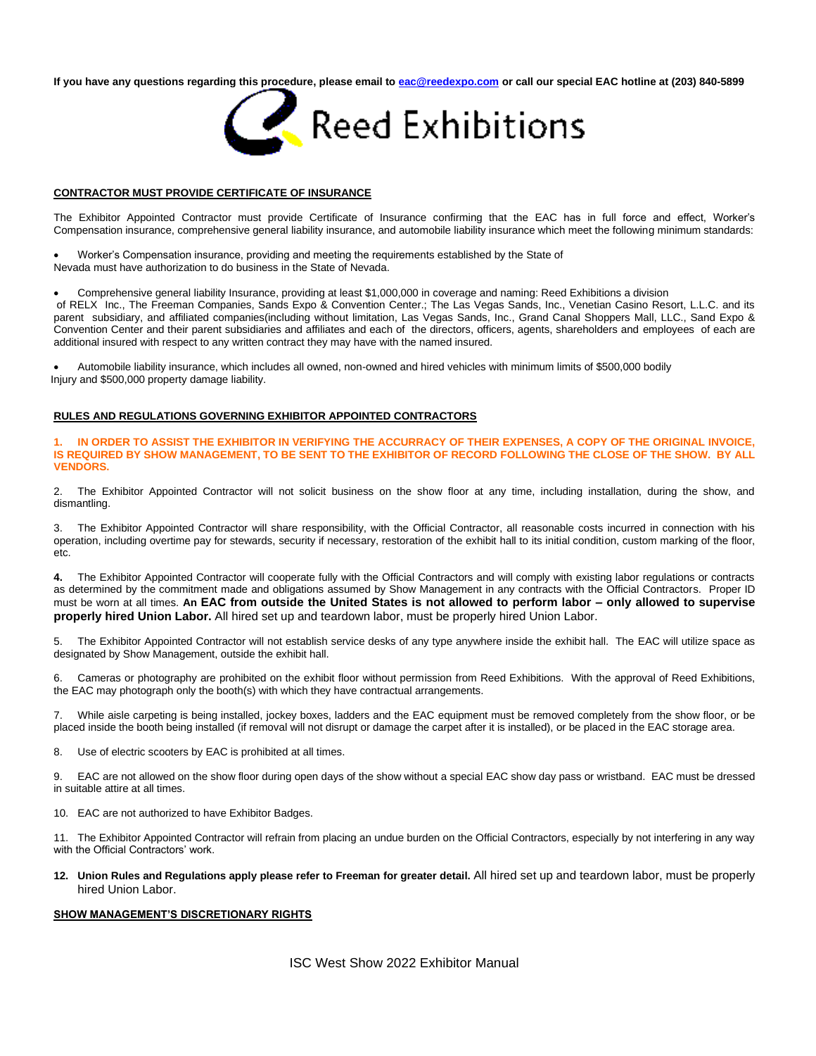**If you have any questions regarding this procedure, please email to eac@reedexpo.com or call our special EAC hotline at (203) 840-5899**

Reed Exhibitions

**CONTRACTOR MUST PROVIDE CERTIFICATE OF INSURANCE**

The Exhibitor Appointed Contractor must provide Certificate of Insurance confirming that the EAC has in full force and effect, Worker's Compensation insurance, comprehensive general liability insurance, and automobile liability insurance which meet the following minimum standards:

- Worker's Compensation insurance, providing and meeting the requirements established by the State of Nevada must have authorization to do business in the State of Nevada.

- Comprehensive general liability Insurance, providing at least $1,000,000 in coverage and naming: Reed Exhibitions a division of RELX Inc., The Freeman Companies, Sands Expo & Convention Center.; The Las Vegas Sands, Inc., Venetian Casino Resort, L.L.C. and its parent subsidiary, and affiliated companies(including without limitation, Las Vegas Sands, Inc., Grand Canal Shoppers Mall, LLC., Sand Expo & Convention Center and their parent subsidiaries and affiliates and each of the directors, officers, agents, shareholders and employees of each are additional insured with respect to any written contract they may have with the named insured.

- Automobile liability insurance, which includes all owned, non-owned and hired vehicles with minimum limits of $500,000 bodily Injury and $500,000 property damage liability.

**RULES AND REGULATIONS GOVERNING EXHIBITOR APPOINTED CONTRACTORS**

**1. IN ORDER TO ASSIST THE EXHIBITOR IN VERIFYING THE ACCURRACY OF THEIR EXPENSES, A COPY OF THE ORIGINAL INVOICE, IS REQUIRED BY SHOW MANAGEMENT, TO BE SENT TO THE EXHIBITOR OF RECORD FOLLOWING THE CLOSE OF THE SHOW. BY ALL VENDORS.**

2. The Exhibitor Appointed Contractor will not solicit business on the show floor at any time, including installation, during the show, and dismantling.

3. The Exhibitor Appointed Contractor will share responsibility, with the Official Contractor, all reasonable costs incurred in connection with his operation, including overtime pay for stewards, security if necessary, restoration of the exhibit hall to its initial condition, custom marking of the floor, etc.

**4.** The Exhibitor Appointed Contractor will cooperate fully with the Official Contractors and will comply with existing labor regulations or contracts as determined by the commitment made and obligations assumed by Show Management in any contracts with the Official Contractors. Proper ID must be worn at all times. **An EAC from outside the United States is not allowed to perform labor – only allowed to supervise properly hired Union Labor.** All hired set up and teardown labor, must be properly hired Union Labor.

5. The Exhibitor Appointed Contractor will not establish service desks of any type anywhere inside the exhibit hall. The EAC will utilize space as designated by Show Management, outside the exhibit hall.

6. Cameras or photography are prohibited on the exhibit floor without permission from Reed Exhibitions. With the approval of Reed Exhibitions, the EAC may photograph only the booth(s) with which they have contractual arrangements.

7. While aisle carpeting is being installed, jockey boxes, ladders and the EAC equipment must be removed completely from the show floor, or be placed inside the booth being installed (if removal will not disrupt or damage the carpet after it is installed), or be placed in the EAC storage area.

8. Use of electric scooters by EAC is prohibited at all times.

9. EAC are not allowed on the show floor during open days of the show without a special EAC show day pass or wristband. EAC must be dressed in suitable attire at all times.

10. EAC are not authorized to have Exhibitor Badges.

11. The Exhibitor Appointed Contractor will refrain from placing an undue burden on the Official Contractors, especially by not interfering in any way with the Official Contractors' work.

**12. Union Rules and Regulations apply please refer to Freeman for greater detail.** All hired set up and teardown labor, must be properly hired Union Labor.

**SHOW MANAGEMENT'S DISCRETIONARY RIGHTS**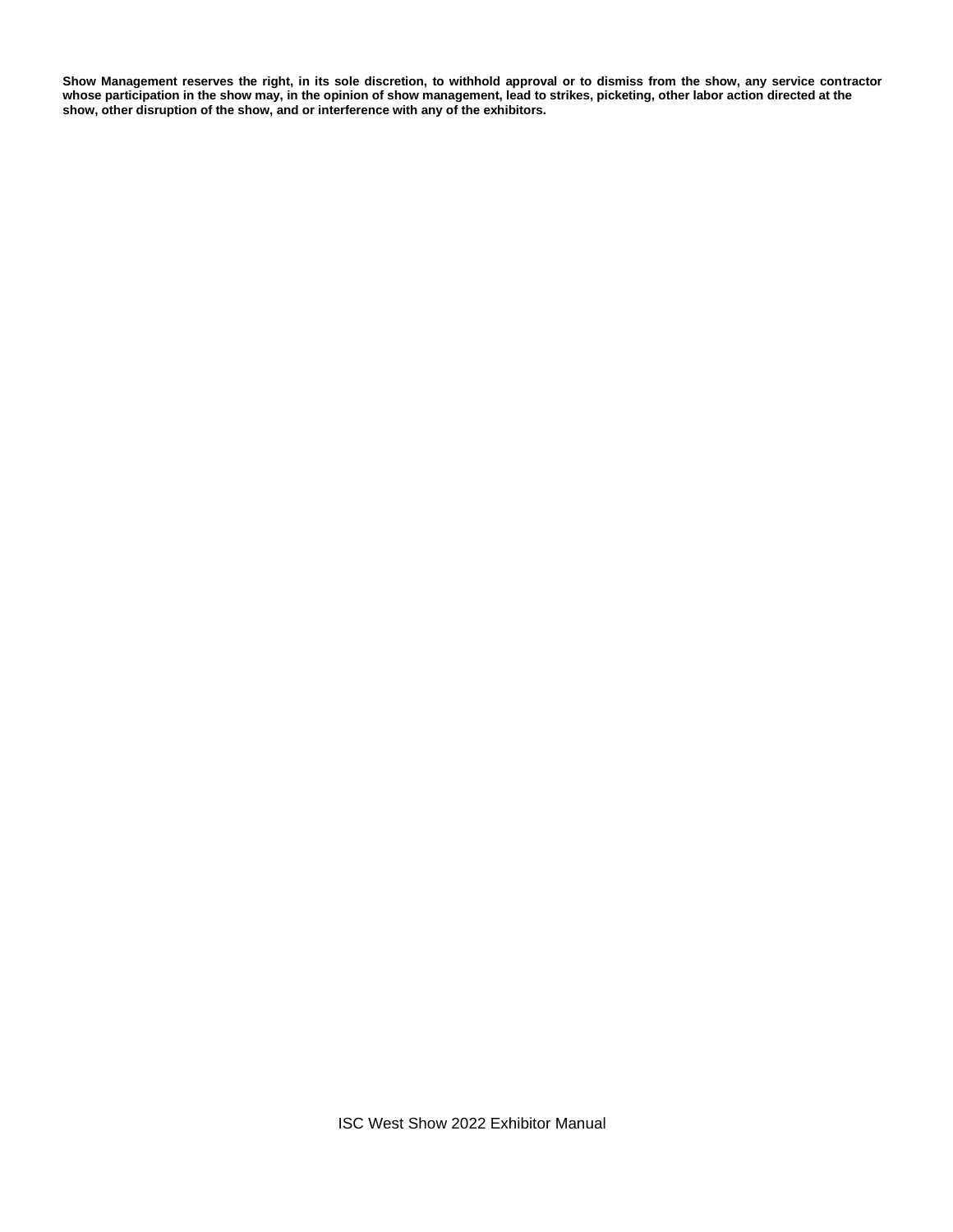**Show Management reserves the right, in its sole discretion, to withhold approval or to dismiss from the show, any service contractor whose participation in the show may, in the opinion of show management, lead to strikes, picketing, other labor action directed at the show, other disruption of the show, and or interference with any of the exhibitors.**